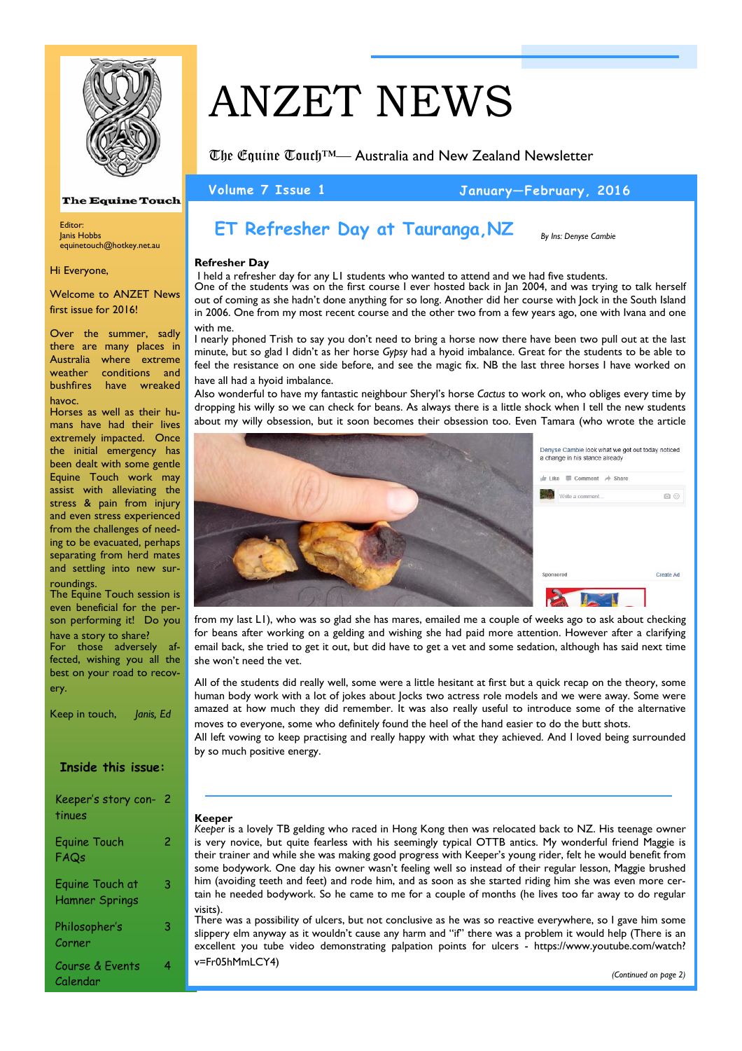# ANZET NEWS

The Equine Touch™— Australia and New Zealand Newsletter

**Volume 7 Issue 1** — **January—February, 2016**

The Equine Touch

Editor:
Janis Hobbs
equinetouch@hotkey.net.au

Hi Everyone,

Welcome to ANZET News first issue for 2016!

Over the summer, sadly there are many places in Australia where extreme weather conditions and bushfires have wreaked havoc.

Horses as well as their humans have had their lives extremely impacted. Once the initial emergency has been dealt with some gentle Equine Touch work may assist with alleviating the stress & pain from injury and even stress experienced from the challenges of needing to be evacuated, perhaps separating from herd mates and settling into new surroundings.

The Equine Touch session is even beneficial for the person performing it! Do you have a story to share?

For those adversely affected, wishing you all the best on your road to recovery.

Keep in touch, *Janis, Ed*

**Inside this issue:**

| | |
|---|---|
| Keeper's story continues | 2 |
| Equine Touch FAQs | 2 |
| Equine Touch at Hamner Springs | 3 |
| Philosopher's Corner | 3 |
| Course & Events Calendar | 4 |

## ET Refresher Day at Tauranga, NZ

*By Ins: Denyse Cambie*

### Refresher Day

I held a refresher day for any L1 students who wanted to attend and we had five students. One of the students was on the first course I ever hosted back in Jan 2004, and was trying to talk herself out of coming as she hadn't done anything for so long. Another did her course with Jock in the South Island in 2006. One from my most recent course and the other two from a few years ago, one with Ivana and one with me.

I nearly phoned Trish to say you don't need to bring a horse now there have been two pull out at the last minute, but so glad I didn't as her horse *Gypsy* had a hyoid imbalance. Great for the students to be able to feel the resistance on one side before, and see the magic fix. NB the last three horses I have worked on have all had a hyoid imbalance.

Also wonderful to have my fantastic neighbour Sheryl's horse *Cactus* to work on, who obliges every time by dropping his willy so we can check for beans. As always there is a little shock when I tell the new students about my willy obsession, but it soon becomes their obsession too. Even Tamara (who wrote the article from my last L1), who was so glad she has mares, emailed me a couple of weeks ago to ask about checking for beans after working on a gelding and wishing she had paid more attention. However after a clarifying email back, she tried to get it out, but did have to get a vet and some sedation, although has said next time she won't need the vet.

All of the students did really well, some were a little hesitant at first but a quick recap on the theory, some human body work with a lot of jokes about Jocks two actress role models and we were away. Some were amazed at how much they did remember. It was also really useful to introduce some of the alternative moves to everyone, some who definitely found the heel of the hand easier to do the butt shots.

All left vowing to keep practising and really happy with what they achieved. And I loved being surrounded by so much positive energy.

### Keeper

*Keeper* is a lovely TB gelding who raced in Hong Kong then was relocated back to NZ. His teenage owner is very novice, but quite fearless with his seemingly typical OTTB antics. My wonderful friend Maggie is their trainer and while she was making good progress with Keeper's young rider, felt he would benefit from some bodywork. One day his owner wasn't feeling well so instead of their regular lesson, Maggie brushed him (avoiding teeth and feet) and rode him, and as soon as she started riding him she was even more certain he needed bodywork. So he came to me for a couple of months (he lives too far away to do regular visits).

There was a possibility of ulcers, but not conclusive as he was so reactive everywhere, so I gave him some slippery elm anyway as it wouldn't cause any harm and "if" there was a problem it would help (There is an excellent you tube video demonstrating palpation points for ulcers - https://www.youtube.com/watch?v=Fr05hMmLCY4)

*(Continued on page 2)*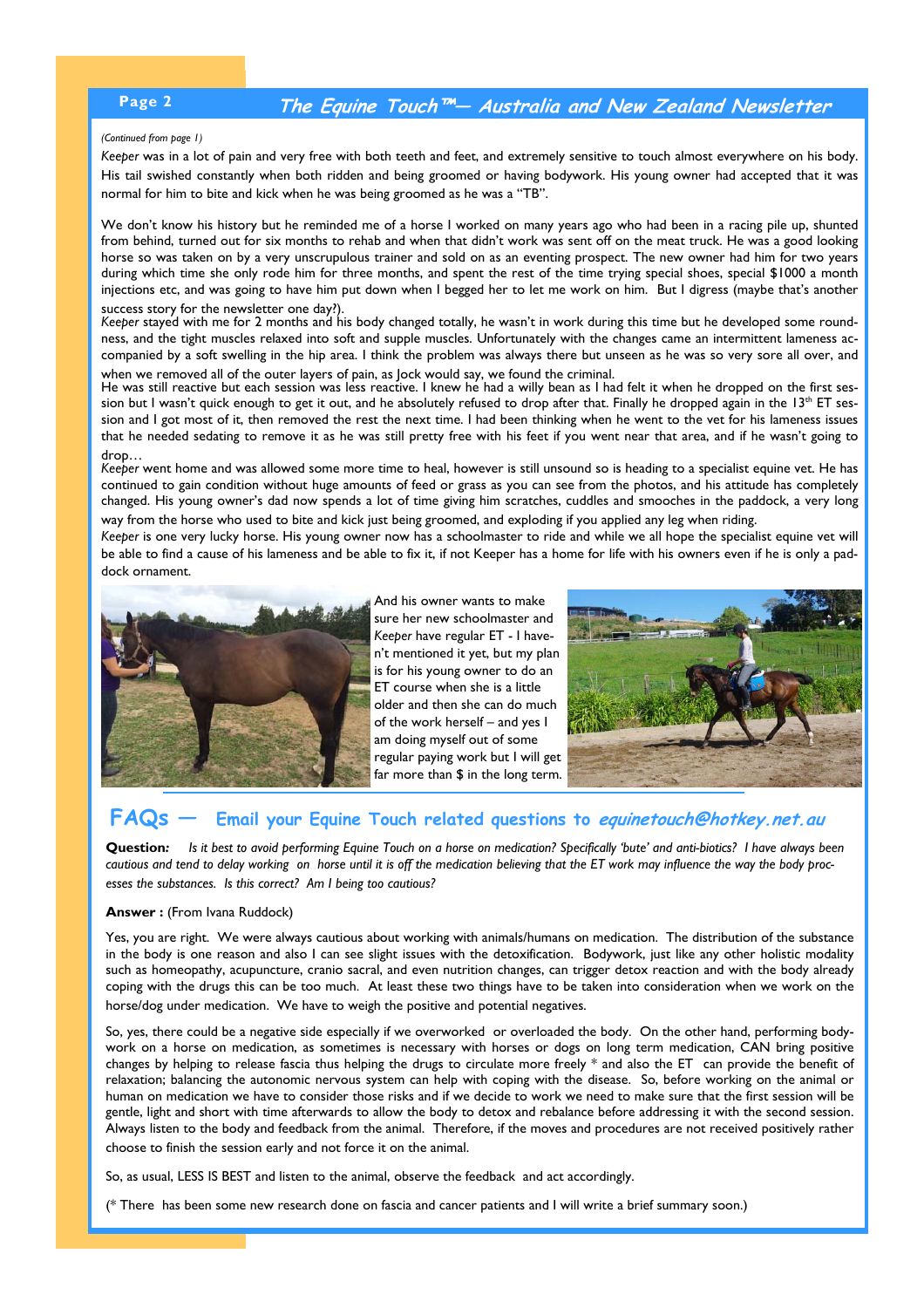*(Continued from page 1)*

*Keeper* was in a lot of pain and very free with both teeth and feet, and extremely sensitive to touch almost everywhere on his body. His tail swished constantly when both ridden and being groomed or having bodywork. His young owner had accepted that it was normal for him to bite and kick when he was being groomed as he was a "TB".

We don't know his history but he reminded me of a horse I worked on many years ago who had been in a racing pile up, shunted from behind, turned out for six months to rehab and when that didn't work was sent off on the meat truck. He was a good looking horse so was taken on by a very unscrupulous trainer and sold on as an eventing prospect. The new owner had him for two years during which time she only rode him for three months, and spent the rest of the time trying special shoes, special $1000 a month injections etc, and was going to have him put down when I begged her to let me work on him. But I digress (maybe that's another success story for the newsletter one day?).

*Keeper* stayed with me for 2 months and his body changed totally, he wasn't in work during this time but he developed some roundness, and the tight muscles relaxed into soft and supple muscles. Unfortunately with the changes came an intermittent lameness accompanied by a soft swelling in the hip area. I think the problem was always there but unseen as he was so very sore all over, and when we removed all of the outer layers of pain, as Jock would say, we found the criminal.

He was still reactive but each session was less reactive. I knew he had a willy bean as I had felt it when he dropped on the first session but I wasn't quick enough to get it out, and he absolutely refused to drop after that. Finally he dropped again in the 13th ET session and I got most of it, then removed the rest the next time. I had been thinking when he went to the vet for his lameness issues that he needed sedating to remove it as he was still pretty free with his feet if you went near that area, and if he wasn't going to drop…

*Keeper* went home and was allowed some more time to heal, however is still unsound so is heading to a specialist equine vet. He has continued to gain condition without huge amounts of feed or grass as you can see from the photos, and his attitude has completely changed. His young owner's dad now spends a lot of time giving him scratches, cuddles and smooches in the paddock, a very long way from the horse who used to bite and kick just being groomed, and exploding if you applied any leg when riding.

*Keeper* is one very lucky horse. His young owner now has a schoolmaster to ride and while we all hope the specialist equine vet will be able to find a cause of his lameness and be able to fix it, if not Keeper has a home for life with his owners even if he is only a paddock ornament.

And his owner wants to make sure her new schoolmaster and *Keeper* have regular ET - I haven't mentioned it yet, but my plan is for his young owner to do an ET course when she is a little older and then she can do much of the work herself – and yes I am doing myself out of some regular paying work but I will get far more than $ in the long term.

## FAQs — Email your Equine Touch related questions to *equinetouch@hotkey.net.au*

**Question:** *Is it best to avoid performing Equine Touch on a horse on medication? Specifically 'bute' and anti-biotics? I have always been cautious and tend to delay working on horse until it is off the medication believing that the ET work may influence the way the body processes the substances. Is this correct? Am I being too cautious?*

**Answer :** (From Ivana Ruddock)

Yes, you are right. We were always cautious about working with animals/humans on medication. The distribution of the substance in the body is one reason and also I can see slight issues with the detoxification. Bodywork, just like any other holistic modality such as homeopathy, acupuncture, cranio sacral, and even nutrition changes, can trigger detox reaction and with the body already coping with the drugs this can be too much. At least these two things have to be taken into consideration when we work on the horse/dog under medication. We have to weigh the positive and potential negatives.

So, yes, there could be a negative side especially if we overworked or overloaded the body. On the other hand, performing bodywork on a horse on medication, as sometimes is necessary with horses or dogs on long term medication, CAN bring positive changes by helping to release fascia thus helping the drugs to circulate more freely * and also the ET can provide the benefit of relaxation; balancing the autonomic nervous system can help with coping with the disease. So, before working on the animal or human on medication we have to consider those risks and if we decide to work we need to make sure that the first session will be gentle, light and short with time afterwards to allow the body to detox and rebalance before addressing it with the second session. Always listen to the body and feedback from the animal. Therefore, if the moves and procedures are not received positively rather choose to finish the session early and not force it on the animal.

So, as usual, LESS IS BEST and listen to the animal, observe the feedback and act accordingly.

(* There has been some new research done on fascia and cancer patients and I will write a brief summary soon.)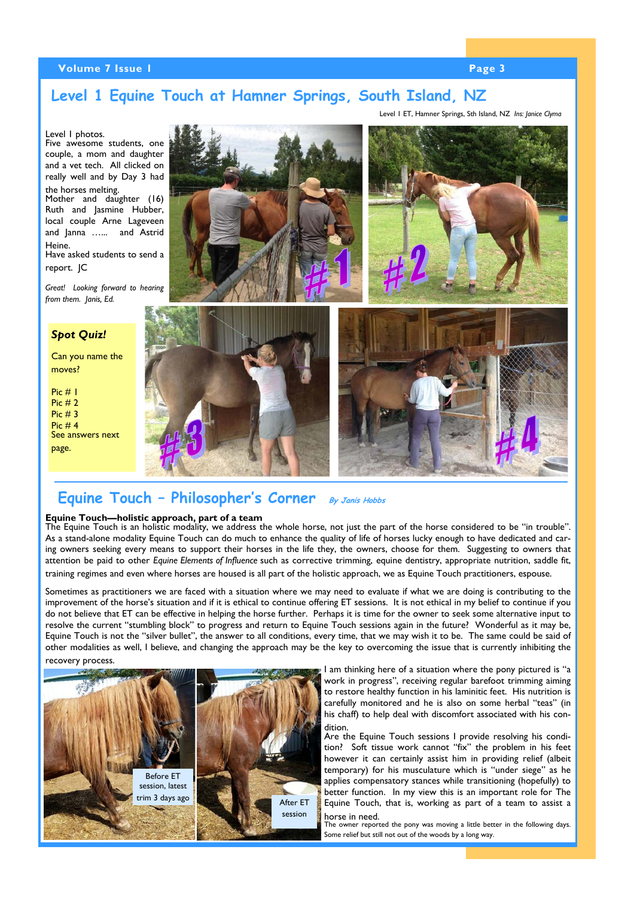## Level 1 Equine Touch at Hamner Springs, South Island, NZ

Level I ET, Hamner Springs, Sth Island, NZ *Ins: Janice Clyma*

Level I photos.
Five awesome students, one couple, a mom and daughter and a vet tech. All clicked on really well and by Day 3 had the horses melting.
Mother and daughter (16) Ruth and Jasmine Hubber, local couple Arne Lageveen and Janna …... and Astrid Heine.
Have asked students to send a report. JC

*Great! Looking forward to hearing from them. Janis, Ed.*

**_Spot Quiz!_**

Can you name the moves?

Pic # 1
Pic # 2
Pic # 3
Pic # 4
See answers next page.

## Equine Touch – Philosopher's Corner *By Janis Hobbs*

**Equine Touch—holistic approach, part of a team**

The Equine Touch is an holistic modality, we address the whole horse, not just the part of the horse considered to be "in trouble". As a stand-alone modality Equine Touch can do much to enhance the quality of life of horses lucky enough to have dedicated and caring owners seeking every means to support their horses in the life they, the owners, choose for them. Suggesting to owners that attention be paid to other *Equine Elements of Influence* such as corrective trimming, equine dentistry, appropriate nutrition, saddle fit, training regimes and even where horses are housed is all part of the holistic approach, we as Equine Touch practitioners, espouse.

Sometimes as practitioners we are faced with a situation where we may need to evaluate if what we are doing is contributing to the improvement of the horse's situation and if it is ethical to continue offering ET sessions. It is not ethical in my belief to continue if you do not believe that ET can be effective in helping the horse further. Perhaps it is time for the owner to seek some alternative input to resolve the current "stumbling block" to progress and return to Equine Touch sessions again in the future? Wonderful as it may be, Equine Touch is not the "silver bullet", the answer to all conditions, every time, that we may wish it to be. The same could be said of other modalities as well, I believe, and changing the approach may be the key to overcoming the issue that is currently inhibiting the recovery process.

Before ET session, latest trim 3 days ago

After ET session

I am thinking here of a situation where the pony pictured is "a work in progress", receiving regular barefoot trimming aiming to restore healthy function in his laminitic feet. His nutrition is carefully monitored and he is also on some herbal "teas" (in his chaff) to help deal with discomfort associated with his condition.

Are the Equine Touch sessions I provide resolving his condition? Soft tissue work cannot "fix" the problem in his feet however it can certainly assist him in providing relief (albeit temporary) for his musculature which is "under siege" as he applies compensatory stances while transitioning (hopefully) to better function. In my view this is an important role for The Equine Touch, that is, working as part of a team to assist a horse in need.

The owner reported the pony was moving a little better in the following days. Some relief but still not out of the woods by a long way.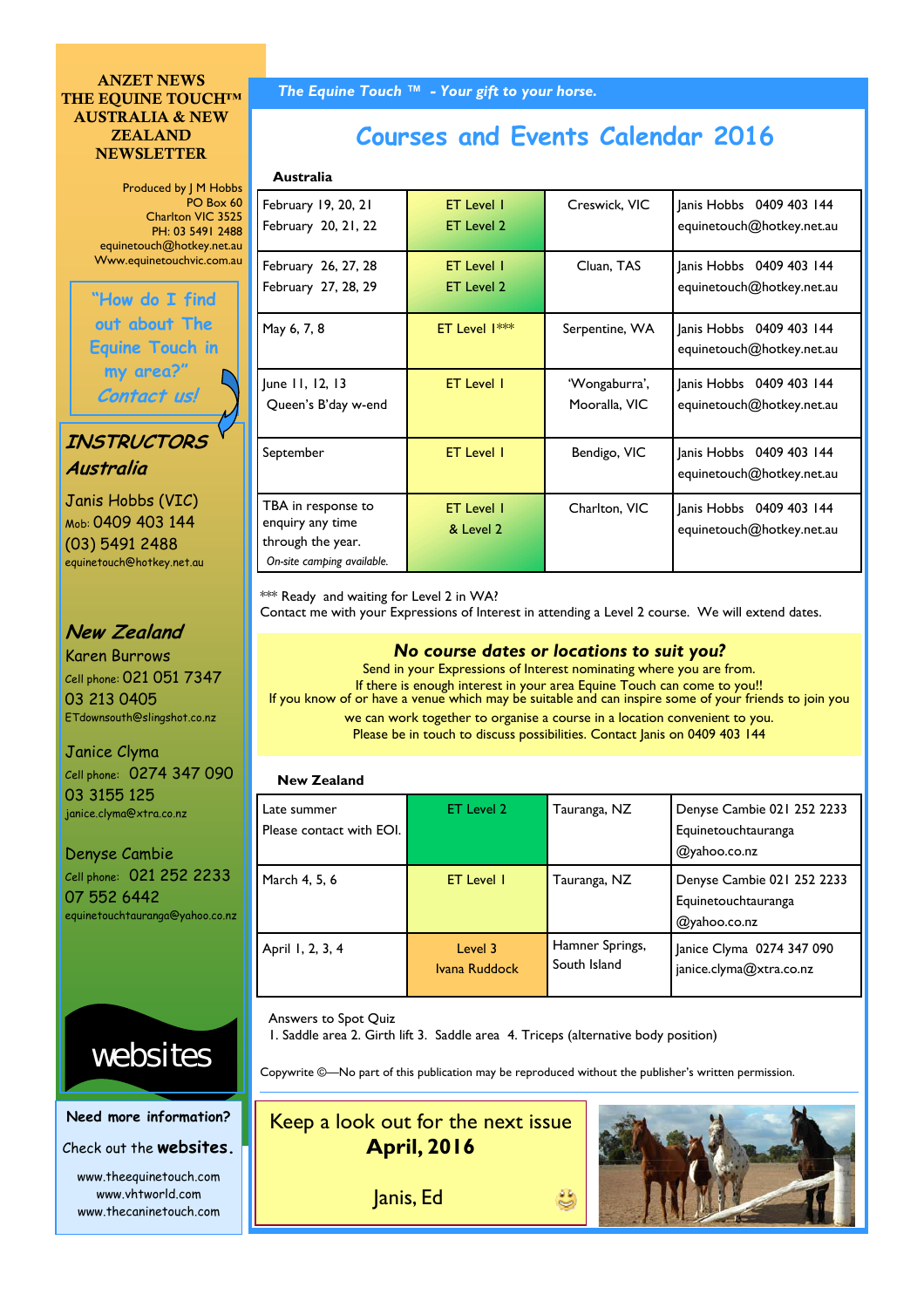ANZET NEWS
THE EQUINE TOUCH™ AUSTRALIA & NEW ZEALAND NEWSLETTER

Produced by J M Hobbs
PO Box 60
Charlton VIC 3525
PH: 03 5491 2488
equinetouch@hotkey.net.au
Www.equinetouchvic.com.au

"How do I find out about The Equine Touch in my area?" *Contact us!*

## *INSTRUCTORS Australia*

Janis Hobbs (VIC)
Mob: 0409 403 144
(03) 5491 2488
equinetouch@hotkey.net.au

## *New Zealand*

Karen Burrows
Cell phone: 021 051 7347
03 213 0405
ETdownsouth@slingshot.co.nz

Janice Clyma
Cell phone: 0274 347 090
03 3155 125
janice.clyma@xtra.co.nz

Denyse Cambie
Cell phone: 021 252 2233
07 552 6442
equinetouchtauranga@yahoo.co.nz

websites

**Need more information?**

Check out the **websites**.

www.theequinetouch.com
www.vhtworld.com
www.thecaninetouch.com

*The Equine Touch ™ - Your gift to your horse.*

# Courses and Events Calendar 2016

**Australia**

| | | | |
|---|---|---|---|
| February 19, 20, 21<br>February 20, 21, 22 | ET Level 1<br>ET Level 2 | Creswick, VIC | Janis Hobbs 0409 403 144<br>equinetouch@hotkey.net.au |
| February 26, 27, 28<br>February 27, 28, 29 | ET Level 1<br>ET Level 2 | Cluan, TAS | Janis Hobbs 0409 403 144<br>equinetouch@hotkey.net.au |
| May 6, 7, 8 | ET Level 1*** | Serpentine, WA | Janis Hobbs 0409 403 144<br>equinetouch@hotkey.net.au |
| June 11, 12, 13<br>Queen's B'day w-end | ET Level 1 | 'Wongaburra',<br>Mooralla, VIC | Janis Hobbs 0409 403 144<br>equinetouch@hotkey.net.au |
| September | ET Level 1 | Bendigo, VIC | Janis Hobbs 0409 403 144<br>equinetouch@hotkey.net.au |
| TBA in response to enquiry any time through the year.<br>*On-site camping available.* | ET Level 1<br>& Level 2 | Charlton, VIC | Janis Hobbs 0409 403 144<br>equinetouch@hotkey.net.au |

*** Ready and waiting for Level 2 in WA?
Contact me with your Expressions of Interest in attending a Level 2 course. We will extend dates.

### *No course dates or locations to suit you?*

Send in your Expressions of Interest nominating where you are from.
If there is enough interest in your area Equine Touch can come to you!!
If you know of or have a venue which may be suitable and can inspire some of your friends to join you we can work together to organise a course in a location convenient to you.
Please be in touch to discuss possibilities. Contact Janis on 0409 403 144

**New Zealand**

| | | | |
|---|---|---|---|
| Late summer<br>Please contact with EOI. | ET Level 2 | Tauranga, NZ | Denyse Cambie 021 252 2233<br>Equinetouchtauranga<br>@yahoo.co.nz |
| March 4, 5, 6 | ET Level 1 | Tauranga, NZ | Denyse Cambie 021 252 2233<br>Equinetouchtauranga<br>@yahoo.co.nz |
| April 1, 2, 3, 4 | Level 3<br>Ivana Ruddock | Hamner Springs,<br>South Island | Janice Clyma 0274 347 090<br>janice.clyma@xtra.co.nz |

Answers to Spot Quiz
1. Saddle area 2. Girth lift 3. Saddle area 4. Triceps (alternative body position)

Copywrite ©—No part of this publication may be reproduced without the publisher's written permission.

Keep a look out for the next issue
**April, 2016**

Janis, Ed